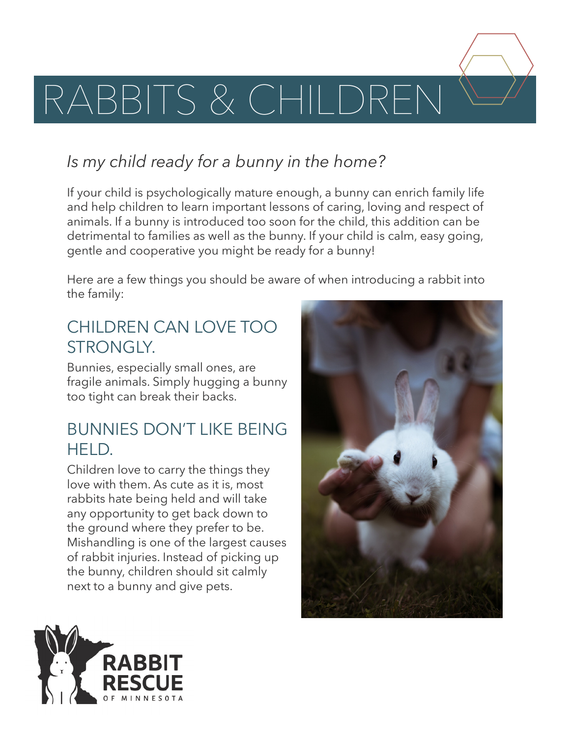# RABBITS & CHILDREN

*Is my child ready for a bunny in the home?*

If your child is psychologically mature enough, a bunny can enrich family life and help children to learn important lessons of caring, loving and respect of animals. If a bunny is introduced too soon for the child, this addition can be detrimental to families as well as the bunny. If your child is calm, easy going, gentle and cooperative you might be ready for a bunny!

Here are a few things you should be aware of when introducing a rabbit into the family:

## CHILDREN CAN LOVE TOO STRONGLY.

Bunnies, especially small ones, are fragile animals. Simply hugging a bunny too tight can break their backs.

## BUNNIES DON'T LIKE BEING HELD.

Children love to carry the things they love with them. As cute as it is, most rabbits hate being held and will take any opportunity to get back down to the ground where they prefer to be. Mishandling is one of the largest causes of rabbit injuries. Instead of picking up the bunny, children should sit calmly next to a bunny and give pets.

RABBIT RESCUE OF MINNESOTA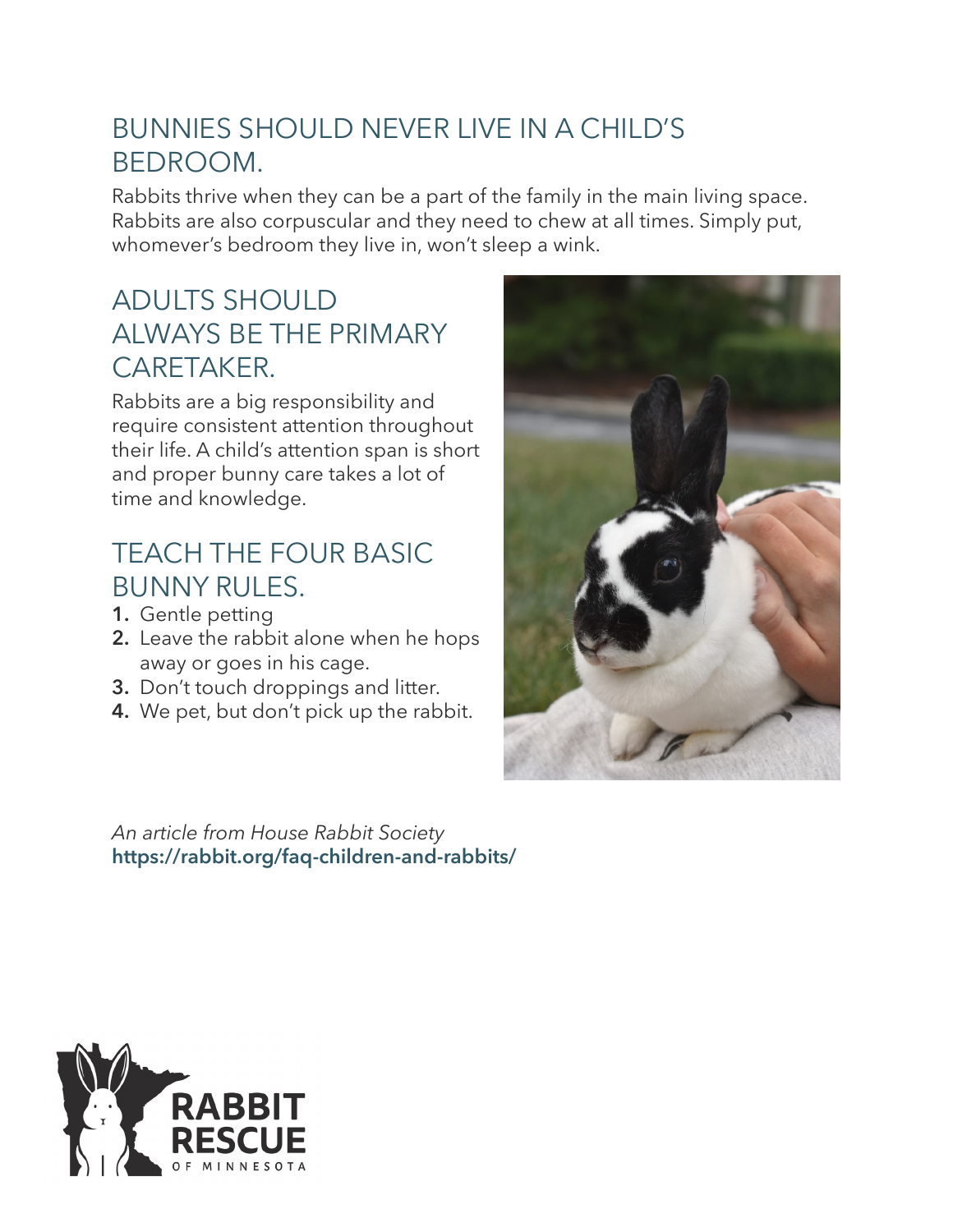## BUNNIES SHOULD NEVER LIVE IN A CHILD'S BEDROOM.

Rabbits thrive when they can be a part of the family in the main living space. Rabbits are also corpuscular and they need to chew at all times. Simply put, whomever's bedroom they live in, won't sleep a wink.

## ADULTS SHOULD ALWAYS BE THE PRIMARY CARETAKER.

Rabbits are a big responsibility and require consistent attention throughout their life. A child's attention span is short and proper bunny care takes a lot of time and knowledge.

## TEACH THE FOUR BASIC BUNNY RULES.

1. Gentle petting
2. Leave the rabbit alone when he hops away or goes in his cage.
3. Don't touch droppings and litter.
4. We pet, but don't pick up the rabbit.

*An article from House Rabbit Society*
**https://rabbit.org/faq-children-and-rabbits/**

RABBIT RESCUE OF MINNESOTA